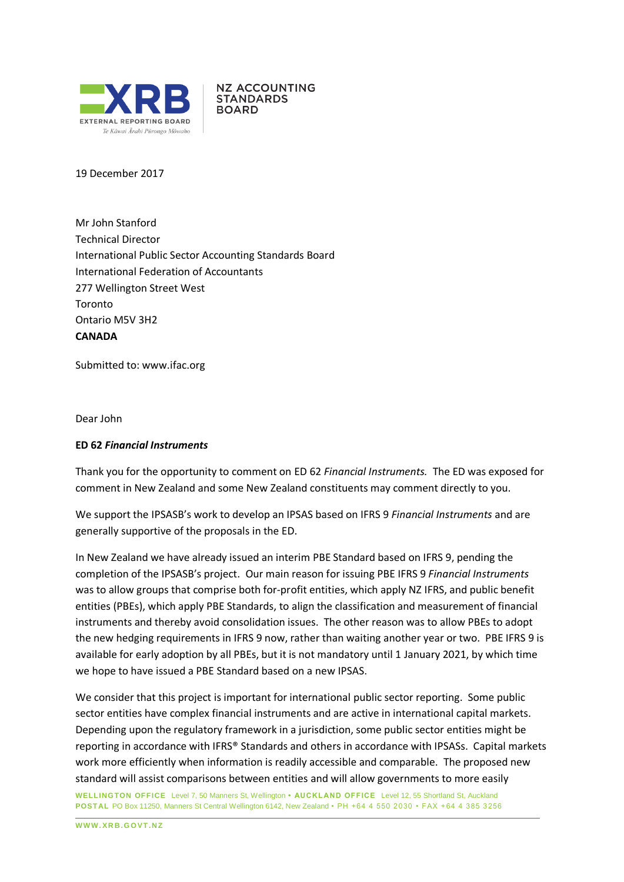XRB EXTERNAL REPORTING BOARD
Te Kāwai Ārahi Pūrongo Mōwaho

NZ ACCOUNTING STANDARDS BOARD

19 December 2017

Mr John Stanford
Technical Director
International Public Sector Accounting Standards Board
International Federation of Accountants
277 Wellington Street West
Toronto
Ontario M5V 3H2
**CANADA**

Submitted to: www.ifac.org

Dear John

**ED 62 *Financial Instruments***

Thank you for the opportunity to comment on ED 62 *Financial Instruments.* The ED was exposed for comment in New Zealand and some New Zealand constituents may comment directly to you.

We support the IPSASB's work to develop an IPSAS based on IFRS 9 *Financial Instruments* and are generally supportive of the proposals in the ED.

In New Zealand we have already issued an interim PBE Standard based on IFRS 9, pending the completion of the IPSASB's project. Our main reason for issuing PBE IFRS 9 *Financial Instruments* was to allow groups that comprise both for-profit entities, which apply NZ IFRS, and public benefit entities (PBEs), which apply PBE Standards, to align the classification and measurement of financial instruments and thereby avoid consolidation issues. The other reason was to allow PBEs to adopt the new hedging requirements in IFRS 9 now, rather than waiting another year or two. PBE IFRS 9 is available for early adoption by all PBEs, but it is not mandatory until 1 January 2021, by which time we hope to have issued a PBE Standard based on a new IPSAS.

We consider that this project is important for international public sector reporting. Some public sector entities have complex financial instruments and are active in international capital markets. Depending upon the regulatory framework in a jurisdiction, some public sector entities might be reporting in accordance with IFRS® Standards and others in accordance with IPSASs. Capital markets work more efficiently when information is readily accessible and comparable. The proposed new standard will assist comparisons between entities and will allow governments to more easily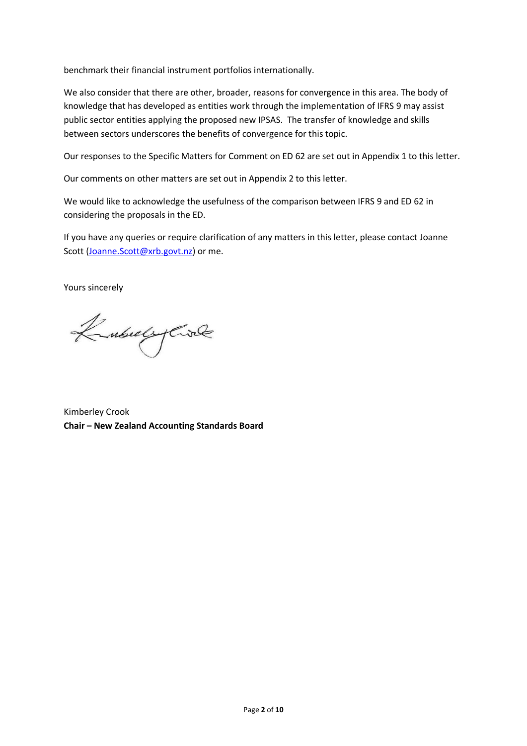benchmark their financial instrument portfolios internationally.

We also consider that there are other, broader, reasons for convergence in this area. The body of knowledge that has developed as entities work through the implementation of IFRS 9 may assist public sector entities applying the proposed new IPSAS. The transfer of knowledge and skills between sectors underscores the benefits of convergence for this topic.

Our responses to the Specific Matters for Comment on ED 62 are set out in Appendix 1 to this letter.

Our comments on other matters are set out in Appendix 2 to this letter.

We would like to acknowledge the usefulness of the comparison between IFRS 9 and ED 62 in considering the proposals in the ED.

If you have any queries or require clarification of any matters in this letter, please contact Joanne Scott (Joanne.Scott@xrb.govt.nz) or me.

Yours sincerely

Kimberley Crook
**Chair – New Zealand Accounting Standards Board**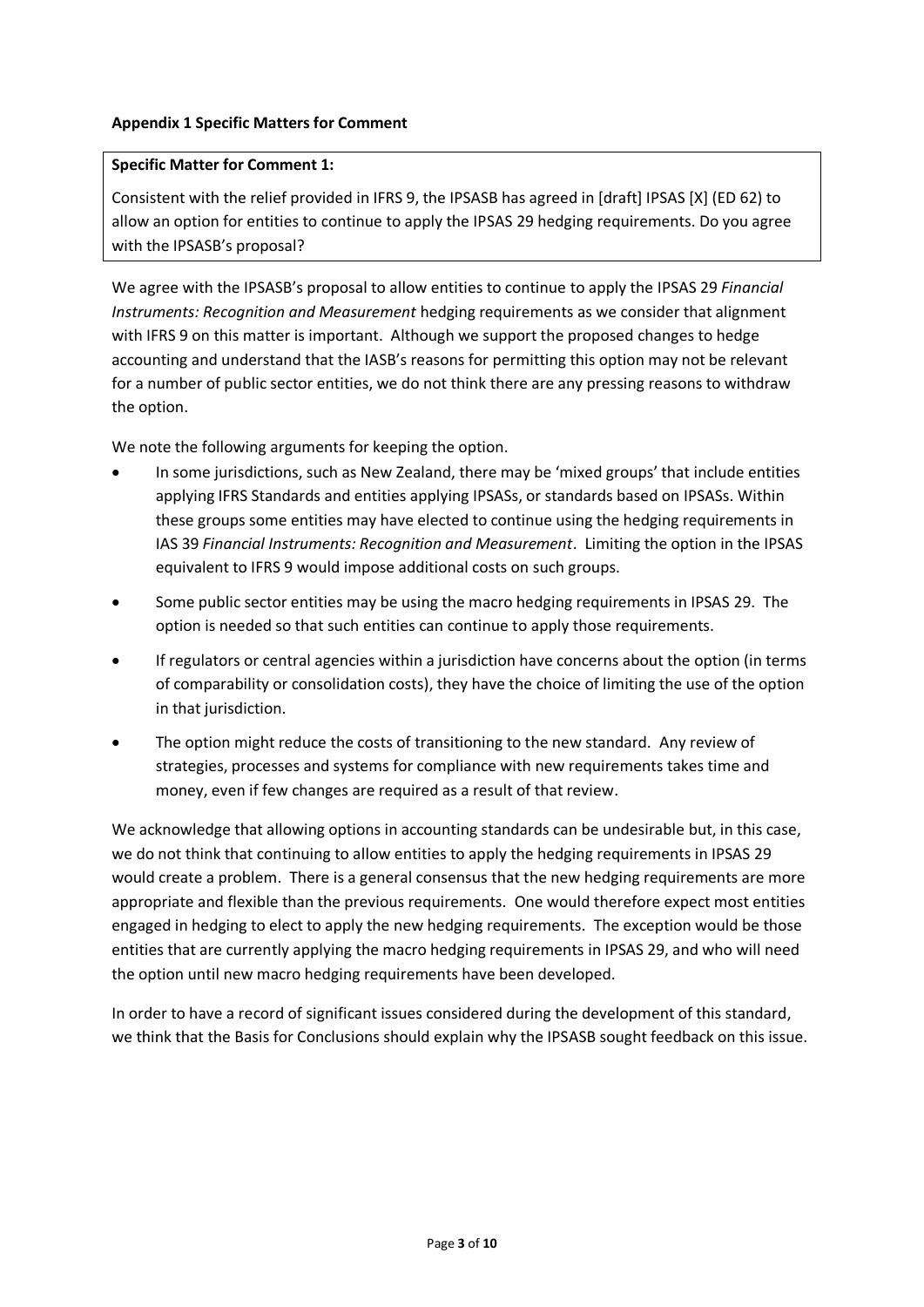**Appendix 1 Specific Matters for Comment**

**Specific Matter for Comment 1:**

Consistent with the relief provided in IFRS 9, the IPSASB has agreed in [draft] IPSAS [X] (ED 62) to allow an option for entities to continue to apply the IPSAS 29 hedging requirements. Do you agree with the IPSASB's proposal?

We agree with the IPSASB's proposal to allow entities to continue to apply the IPSAS 29 *Financial Instruments: Recognition and Measurement* hedging requirements as we consider that alignment with IFRS 9 on this matter is important. Although we support the proposed changes to hedge accounting and understand that the IASB's reasons for permitting this option may not be relevant for a number of public sector entities, we do not think there are any pressing reasons to withdraw the option.

We note the following arguments for keeping the option.

- In some jurisdictions, such as New Zealand, there may be 'mixed groups' that include entities applying IFRS Standards and entities applying IPSASs, or standards based on IPSASs. Within these groups some entities may have elected to continue using the hedging requirements in IAS 39 *Financial Instruments: Recognition and Measurement*. Limiting the option in the IPSAS equivalent to IFRS 9 would impose additional costs on such groups.
- Some public sector entities may be using the macro hedging requirements in IPSAS 29. The option is needed so that such entities can continue to apply those requirements.
- If regulators or central agencies within a jurisdiction have concerns about the option (in terms of comparability or consolidation costs), they have the choice of limiting the use of the option in that jurisdiction.
- The option might reduce the costs of transitioning to the new standard. Any review of strategies, processes and systems for compliance with new requirements takes time and money, even if few changes are required as a result of that review.

We acknowledge that allowing options in accounting standards can be undesirable but, in this case, we do not think that continuing to allow entities to apply the hedging requirements in IPSAS 29 would create a problem. There is a general consensus that the new hedging requirements are more appropriate and flexible than the previous requirements. One would therefore expect most entities engaged in hedging to elect to apply the new hedging requirements. The exception would be those entities that are currently applying the macro hedging requirements in IPSAS 29, and who will need the option until new macro hedging requirements have been developed.

In order to have a record of significant issues considered during the development of this standard, we think that the Basis for Conclusions should explain why the IPSASB sought feedback on this issue.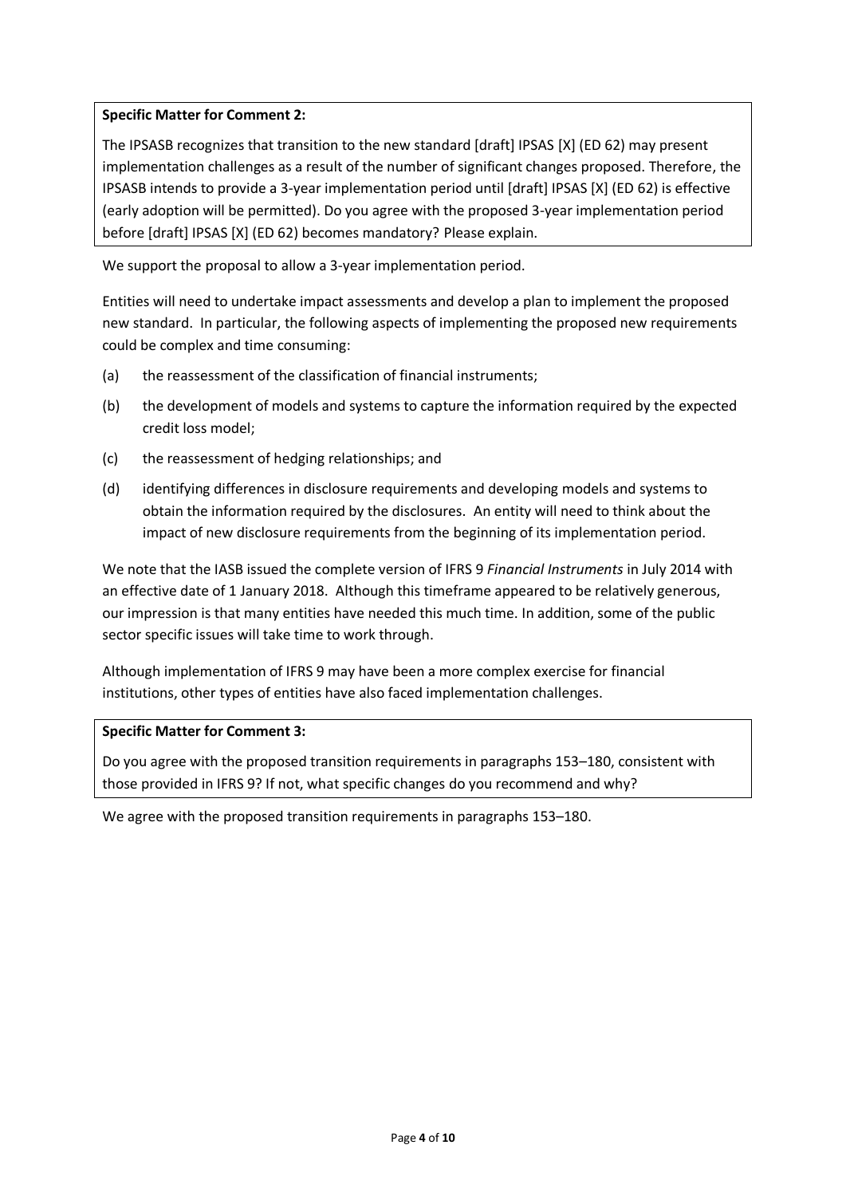**Specific Matter for Comment 2:**

The IPSASB recognizes that transition to the new standard [draft] IPSAS [X] (ED 62) may present implementation challenges as a result of the number of significant changes proposed. Therefore, the IPSASB intends to provide a 3-year implementation period until [draft] IPSAS [X] (ED 62) is effective (early adoption will be permitted). Do you agree with the proposed 3-year implementation period before [draft] IPSAS [X] (ED 62) becomes mandatory? Please explain.

We support the proposal to allow a 3-year implementation period.

Entities will need to undertake impact assessments and develop a plan to implement the proposed new standard. In particular, the following aspects of implementing the proposed new requirements could be complex and time consuming:

(a) the reassessment of the classification of financial instruments;

(b) the development of models and systems to capture the information required by the expected credit loss model;

(c) the reassessment of hedging relationships; and

(d) identifying differences in disclosure requirements and developing models and systems to obtain the information required by the disclosures. An entity will need to think about the impact of new disclosure requirements from the beginning of its implementation period.

We note that the IASB issued the complete version of IFRS 9 *Financial Instruments* in July 2014 with an effective date of 1 January 2018. Although this timeframe appeared to be relatively generous, our impression is that many entities have needed this much time. In addition, some of the public sector specific issues will take time to work through.

Although implementation of IFRS 9 may have been a more complex exercise for financial institutions, other types of entities have also faced implementation challenges.

**Specific Matter for Comment 3:**

Do you agree with the proposed transition requirements in paragraphs 153–180, consistent with those provided in IFRS 9? If not, what specific changes do you recommend and why?

We agree with the proposed transition requirements in paragraphs 153–180.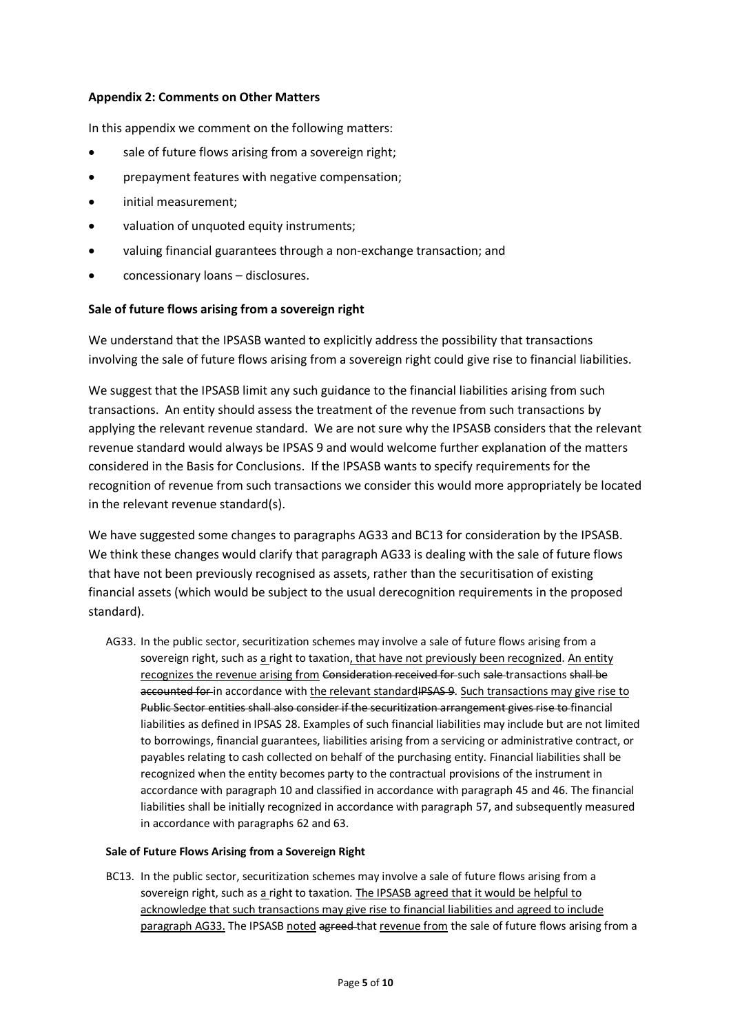**Appendix 2: Comments on Other Matters**

In this appendix we comment on the following matters:

- sale of future flows arising from a sovereign right;
- prepayment features with negative compensation;
- initial measurement;
- valuation of unquoted equity instruments;
- valuing financial guarantees through a non-exchange transaction; and
- concessionary loans – disclosures.

**Sale of future flows arising from a sovereign right**

We understand that the IPSASB wanted to explicitly address the possibility that transactions involving the sale of future flows arising from a sovereign right could give rise to financial liabilities.

We suggest that the IPSASB limit any such guidance to the financial liabilities arising from such transactions. An entity should assess the treatment of the revenue from such transactions by applying the relevant revenue standard. We are not sure why the IPSASB considers that the relevant revenue standard would always be IPSAS 9 and would welcome further explanation of the matters considered in the Basis for Conclusions. If the IPSASB wants to specify requirements for the recognition of revenue from such transactions we consider this would more appropriately be located in the relevant revenue standard(s).

We have suggested some changes to paragraphs AG33 and BC13 for consideration by the IPSASB. We think these changes would clarify that paragraph AG33 is dealing with the sale of future flows that have not been previously recognised as assets, rather than the securitisation of existing financial assets (which would be subject to the usual derecognition requirements in the proposed standard).

> AG33. In the public sector, securitization schemes may involve a sale of future flows arising from a sovereign right, such as <u>a</u> right to taxation<u>, that have not previously been recognized</u>. <u>An entity recognizes the revenue arising from</u> ~~Consideration received for~~ such ~~sale~~ transactions ~~shall be accounted for~~ in accordance with <u>the relevant standard</u>~~IPSAS 9~~. <u>Such transactions may give rise to</u> ~~Public Sector entities shall also consider if the securitization arrangement gives rise to~~ financial liabilities as defined in IPSAS 28. Examples of such financial liabilities may include but are not limited to borrowings, financial guarantees, liabilities arising from a servicing or administrative contract, or payables relating to cash collected on behalf of the purchasing entity. Financial liabilities shall be recognized when the entity becomes party to the contractual provisions of the instrument in accordance with paragraph 10 and classified in accordance with paragraph 45 and 46. The financial liabilities shall be initially recognized in accordance with paragraph 57, and subsequently measured in accordance with paragraphs 62 and 63.

**Sale of Future Flows Arising from a Sovereign Right**

> BC13. In the public sector, securitization schemes may involve a sale of future flows arising from a sovereign right, such as <u>a</u> right to taxation. <u>The IPSASB agreed that it would be helpful to acknowledge that such transactions may give rise to financial liabilities and agreed to include paragraph AG33.</u> The IPSASB <u>noted</u> ~~agreed~~ that <u>revenue from</u> the sale of future flows arising from a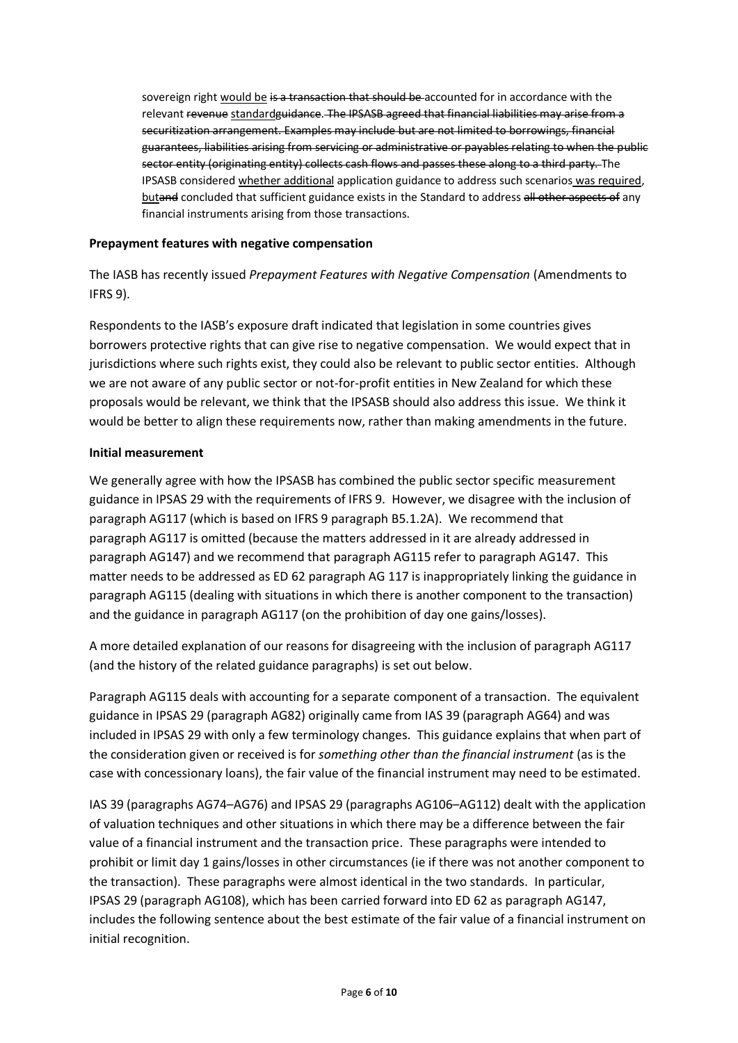> sovereign right <u>would be</u> ~~is a transaction that should be~~ accounted for in accordance with the relevant ~~revenue~~ <u>standard</u>~~guidance~~. ~~The IPSASB agreed that financial liabilities may arise from a securitization arrangement. Examples may include but are not limited to borrowings, financial guarantees, liabilities arising from servicing or administrative or payables relating to when the public sector entity (originating entity) collects cash flows and passes these along to a third party.~~ The IPSASB considered <u>whether additional</u> application guidance to address such scenarios <u>was required</u>, <u>but</u>~~and~~ concluded that sufficient guidance exists in the Standard to address ~~all other aspects of~~ any financial instruments arising from those transactions.

**Prepayment features with negative compensation**

The IASB has recently issued *Prepayment Features with Negative Compensation* (Amendments to IFRS 9).

Respondents to the IASB's exposure draft indicated that legislation in some countries gives borrowers protective rights that can give rise to negative compensation. We would expect that in jurisdictions where such rights exist, they could also be relevant to public sector entities. Although we are not aware of any public sector or not-for-profit entities in New Zealand for which these proposals would be relevant, we think that the IPSASB should also address this issue. We think it would be better to align these requirements now, rather than making amendments in the future.

**Initial measurement**

We generally agree with how the IPSASB has combined the public sector specific measurement guidance in IPSAS 29 with the requirements of IFRS 9. However, we disagree with the inclusion of paragraph AG117 (which is based on IFRS 9 paragraph B5.1.2A). We recommend that paragraph AG117 is omitted (because the matters addressed in it are already addressed in paragraph AG147) and we recommend that paragraph AG115 refer to paragraph AG147. This matter needs to be addressed as ED 62 paragraph AG 117 is inappropriately linking the guidance in paragraph AG115 (dealing with situations in which there is another component to the transaction) and the guidance in paragraph AG117 (on the prohibition of day one gains/losses).

A more detailed explanation of our reasons for disagreeing with the inclusion of paragraph AG117 (and the history of the related guidance paragraphs) is set out below.

Paragraph AG115 deals with accounting for a separate component of a transaction. The equivalent guidance in IPSAS 29 (paragraph AG82) originally came from IAS 39 (paragraph AG64) and was included in IPSAS 29 with only a few terminology changes. This guidance explains that when part of the consideration given or received is for *something other than the financial instrument* (as is the case with concessionary loans), the fair value of the financial instrument may need to be estimated.

IAS 39 (paragraphs AG74–AG76) and IPSAS 29 (paragraphs AG106–AG112) dealt with the application of valuation techniques and other situations in which there may be a difference between the fair value of a financial instrument and the transaction price. These paragraphs were intended to prohibit or limit day 1 gains/losses in other circumstances (ie if there was not another component to the transaction). These paragraphs were almost identical in the two standards. In particular, IPSAS 29 (paragraph AG108), which has been carried forward into ED 62 as paragraph AG147, includes the following sentence about the best estimate of the fair value of a financial instrument on initial recognition.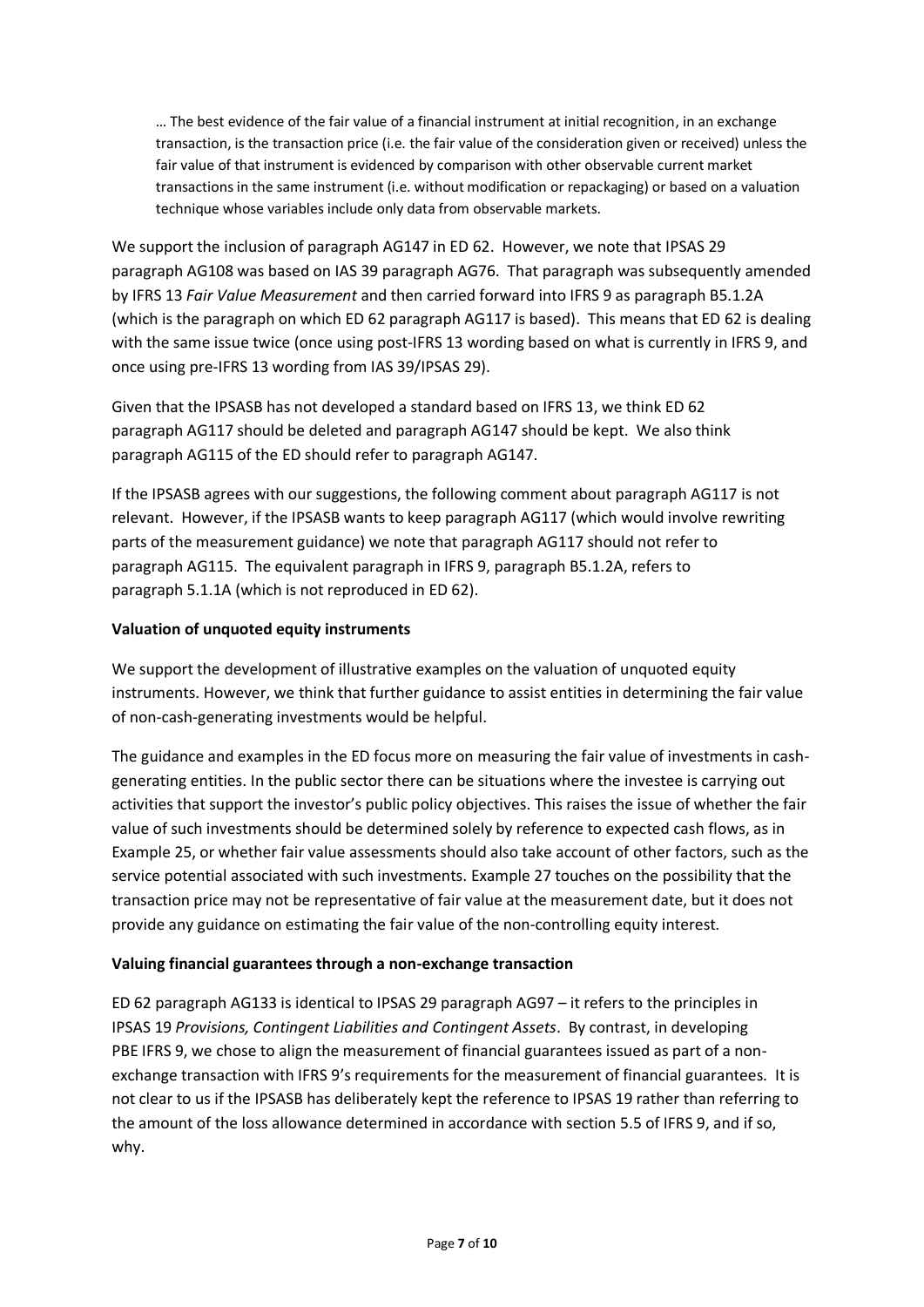> … The best evidence of the fair value of a financial instrument at initial recognition, in an exchange transaction, is the transaction price (i.e. the fair value of the consideration given or received) unless the fair value of that instrument is evidenced by comparison with other observable current market transactions in the same instrument (i.e. without modification or repackaging) or based on a valuation technique whose variables include only data from observable markets.

We support the inclusion of paragraph AG147 in ED 62. However, we note that IPSAS 29 paragraph AG108 was based on IAS 39 paragraph AG76. That paragraph was subsequently amended by IFRS 13 *Fair Value Measurement* and then carried forward into IFRS 9 as paragraph B5.1.2A (which is the paragraph on which ED 62 paragraph AG117 is based). This means that ED 62 is dealing with the same issue twice (once using post-IFRS 13 wording based on what is currently in IFRS 9, and once using pre-IFRS 13 wording from IAS 39/IPSAS 29).

Given that the IPSASB has not developed a standard based on IFRS 13, we think ED 62 paragraph AG117 should be deleted and paragraph AG147 should be kept. We also think paragraph AG115 of the ED should refer to paragraph AG147.

If the IPSASB agrees with our suggestions, the following comment about paragraph AG117 is not relevant. However, if the IPSASB wants to keep paragraph AG117 (which would involve rewriting parts of the measurement guidance) we note that paragraph AG117 should not refer to paragraph AG115. The equivalent paragraph in IFRS 9, paragraph B5.1.2A, refers to paragraph 5.1.1A (which is not reproduced in ED 62).

**Valuation of unquoted equity instruments**

We support the development of illustrative examples on the valuation of unquoted equity instruments. However, we think that further guidance to assist entities in determining the fair value of non-cash-generating investments would be helpful.

The guidance and examples in the ED focus more on measuring the fair value of investments in cash-generating entities. In the public sector there can be situations where the investee is carrying out activities that support the investor's public policy objectives. This raises the issue of whether the fair value of such investments should be determined solely by reference to expected cash flows, as in Example 25, or whether fair value assessments should also take account of other factors, such as the service potential associated with such investments. Example 27 touches on the possibility that the transaction price may not be representative of fair value at the measurement date, but it does not provide any guidance on estimating the fair value of the non-controlling equity interest.

**Valuing financial guarantees through a non-exchange transaction**

ED 62 paragraph AG133 is identical to IPSAS 29 paragraph AG97 – it refers to the principles in IPSAS 19 *Provisions, Contingent Liabilities and Contingent Assets*. By contrast, in developing PBE IFRS 9, we chose to align the measurement of financial guarantees issued as part of a non-exchange transaction with IFRS 9's requirements for the measurement of financial guarantees. It is not clear to us if the IPSASB has deliberately kept the reference to IPSAS 19 rather than referring to the amount of the loss allowance determined in accordance with section 5.5 of IFRS 9, and if so, why.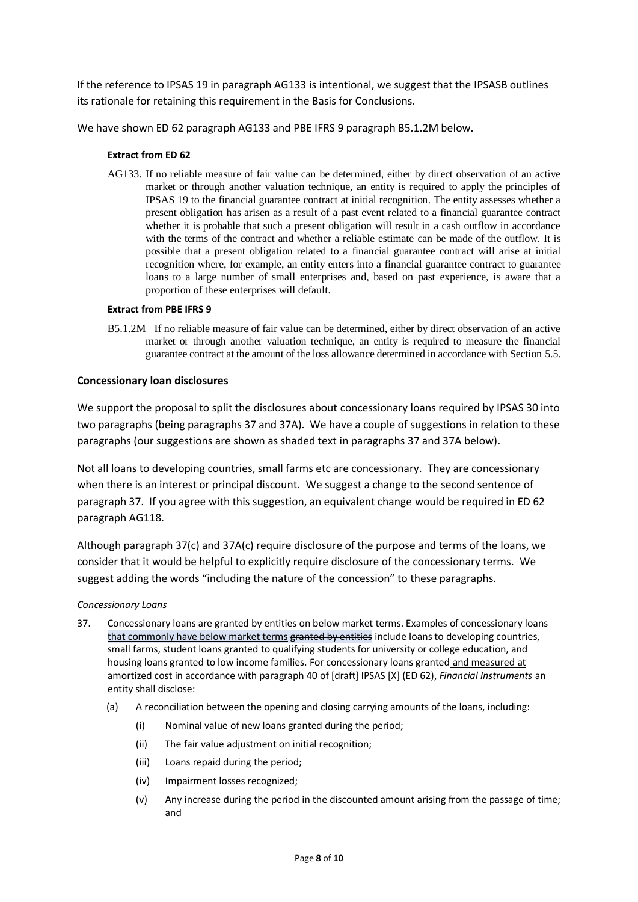If the reference to IPSAS 19 in paragraph AG133 is intentional, we suggest that the IPSASB outlines its rationale for retaining this requirement in the Basis for Conclusions.

We have shown ED 62 paragraph AG133 and PBE IFRS 9 paragraph B5.1.2M below.

**Extract from ED 62**

AG133. If no reliable measure of fair value can be determined, either by direct observation of an active market or through another valuation technique, an entity is required to apply the principles of IPSAS 19 to the financial guarantee contract at initial recognition. The entity assesses whether a present obligation has arisen as a result of a past event related to a financial guarantee contract whether it is probable that such a present obligation will result in a cash outflow in accordance with the terms of the contract and whether a reliable estimate can be made of the outflow. It is possible that a present obligation related to a financial guarantee contract will arise at initial recognition where, for example, an entity enters into a financial guarantee contract to guarantee loans to a large number of small enterprises and, based on past experience, is aware that a proportion of these enterprises will default.

**Extract from PBE IFRS 9**

B5.1.2M If no reliable measure of fair value can be determined, either by direct observation of an active market or through another valuation technique, an entity is required to measure the financial guarantee contract at the amount of the loss allowance determined in accordance with Section 5.5.

### Concessionary loan disclosures

We support the proposal to split the disclosures about concessionary loans required by IPSAS 30 into two paragraphs (being paragraphs 37 and 37A). We have a couple of suggestions in relation to these paragraphs (our suggestions are shown as shaded text in paragraphs 37 and 37A below).

Not all loans to developing countries, small farms etc are concessionary. They are concessionary when there is an interest or principal discount. We suggest a change to the second sentence of paragraph 37. If you agree with this suggestion, an equivalent change would be required in ED 62 paragraph AG118.

Although paragraph 37(c) and 37A(c) require disclosure of the purpose and terms of the loans, we consider that it would be helpful to explicitly require disclosure of the concessionary terms. We suggest adding the words "including the nature of the concession" to these paragraphs.

*Concessionary Loans*

37. Concessionary loans are granted by entities on below market terms. Examples of concessionary loans <u>that commonly have below market terms</u> ~~granted by entities~~ include loans to developing countries, small farms, student loans granted to qualifying students for university or college education, and housing loans granted to low income families. For concessionary loans granted <u>and measured at amortized cost in accordance with paragraph 40 of [draft] IPSAS [X] (ED 62), *Financial Instruments*</u> an entity shall disclose:

    (a) A reconciliation between the opening and closing carrying amounts of the loans, including:

        (i) Nominal value of new loans granted during the period;

        (ii) The fair value adjustment on initial recognition;

        (iii) Loans repaid during the period;

        (iv) Impairment losses recognized;

        (v) Any increase during the period in the discounted amount arising from the passage of time; and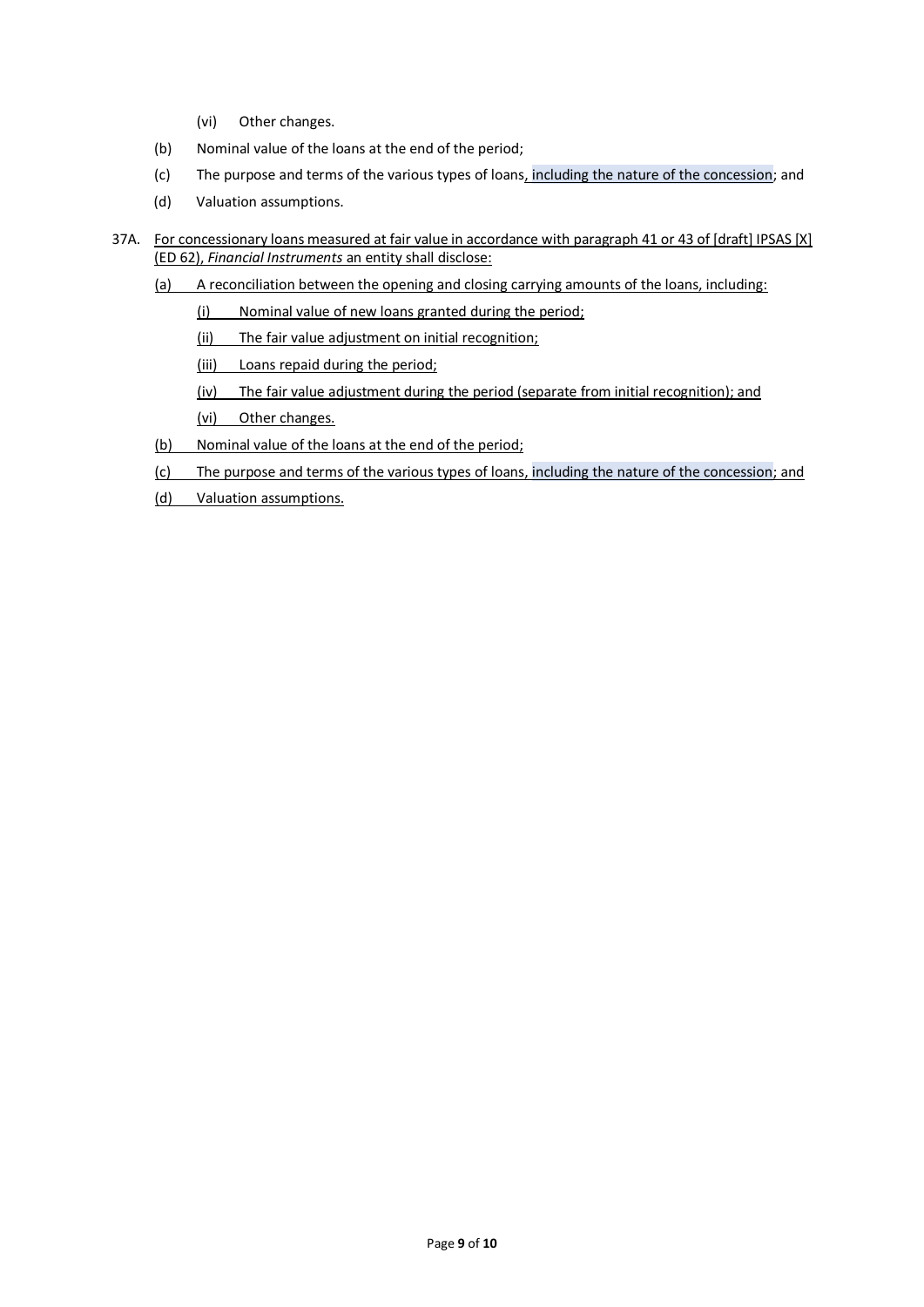(vi) Other changes.

(b) Nominal value of the loans at the end of the period;

(c) The purpose and terms of the various types of loans, including the nature of the concession; and

(d) Valuation assumptions.

37A. For concessionary loans measured at fair value in accordance with paragraph 41 or 43 of [draft] IPSAS [X] (ED 62), *Financial Instruments* an entity shall disclose:

(a) A reconciliation between the opening and closing carrying amounts of the loans, including:

(i) Nominal value of new loans granted during the period;

(ii) The fair value adjustment on initial recognition;

(iii) Loans repaid during the period;

(iv) The fair value adjustment during the period (separate from initial recognition); and

(vi) Other changes.

(b) Nominal value of the loans at the end of the period;

(c) The purpose and terms of the various types of loans, including the nature of the concession; and

(d) Valuation assumptions.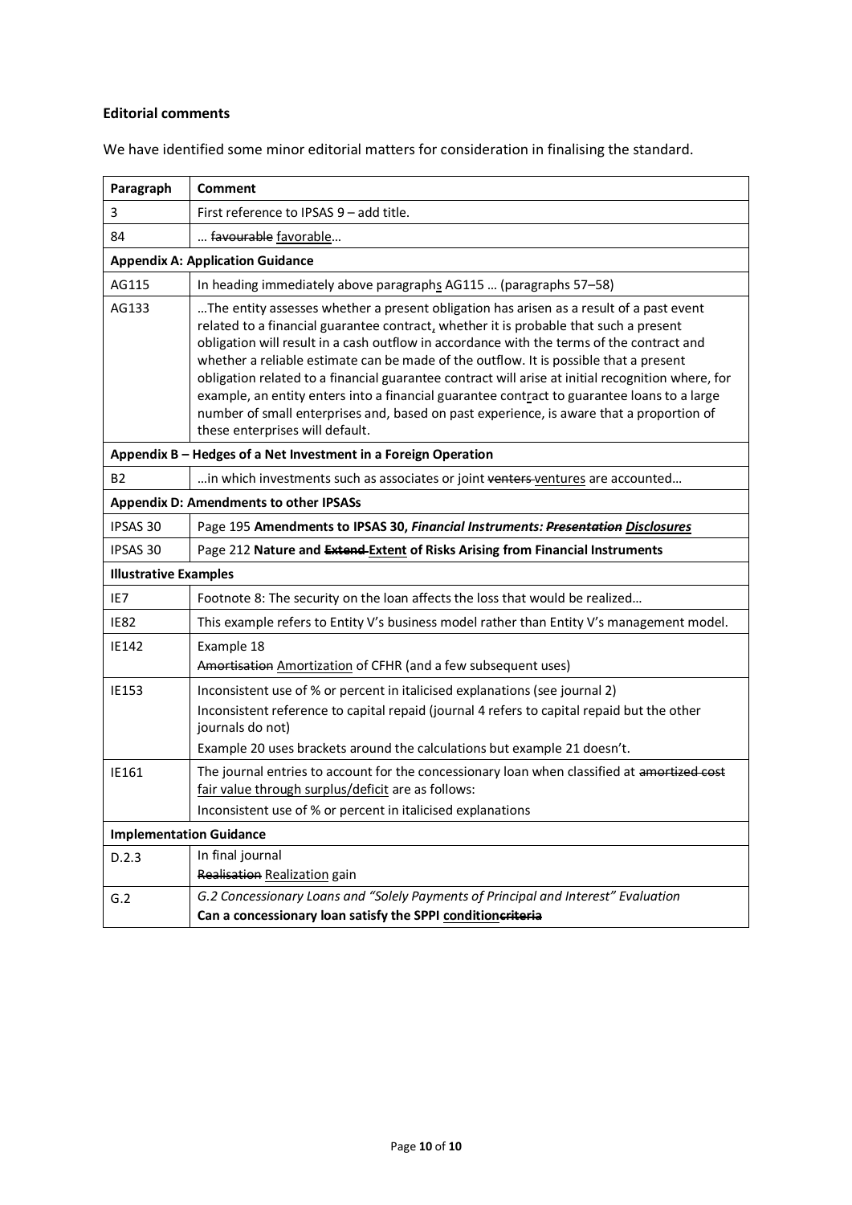**Editorial comments**

We have identified some minor editorial matters for consideration in finalising the standard.

| Paragraph | Comment |
|---|---|
| 3 | First reference to IPSAS 9 – add title. |
| 84 | … ~~favourable~~ <u>favorable</u>… |
| **Appendix A: Application Guidance** | |
| AG115 | In heading immediately above paragraph<u>s</u> AG115 … (paragraphs 57–58) |
| AG133 | …The entity assesses whether a present obligation has arisen as a result of a past event related to a financial guarantee contract<u>,</u> whether it is probable that such a present obligation will result in a cash outflow in accordance with the terms of the contract and whether a reliable estimate can be made of the outflow. It is possible that a present obligation related to a financial guarantee contract will arise at initial recognition where, for example, an entity enters into a financial guarantee cont<u>r</u>act to guarantee loans to a large number of small enterprises and, based on past experience, is aware that a proportion of these enterprises will default. |
| **Appendix B – Hedges of a Net Investment in a Foreign Operation** | |
| B2 | …in which investments such as associates or joint ~~venters~~ <u>ventures</u> are accounted… |
| **Appendix D: Amendments to other IPSASs** | |
| IPSAS 30 | Page 195 **Amendments to IPSAS 30, *Financial Instruments:* ~~*Presentation*~~ <u>*Disclosures*</u>** |
| IPSAS 30 | Page 212 **Nature and ~~Extend~~ <u>Extent</u> of Risks Arising from Financial Instruments** |
| **Illustrative Examples** | |
| IE7 | Footnote 8: The security on the loan affects the loss that would be realized… |
| IE82 | This example refers to Entity V's business model rather than Entity V's management model. |
| IE142 | Example 18<br>~~Amortisation~~ <u>Amortization</u> of CFHR (and a few subsequent uses) |
| IE153 | Inconsistent use of % or percent in italicised explanations (see journal 2)<br>Inconsistent reference to capital repaid (journal 4 refers to capital repaid but the other journals do not)<br>Example 20 uses brackets around the calculations but example 21 doesn't. |
| IE161 | The journal entries to account for the concessionary loan when classified at ~~amortized cost~~ <u>fair value through surplus/deficit</u> are as follows:<br>Inconsistent use of % or percent in italicised explanations |
| **Implementation Guidance** | |
| D.2.3 | In final journal<br>~~Realisation~~ <u>Realization</u> gain |
| G.2 | *G.2 Concessionary Loans and "Solely Payments of Principal and Interest" Evaluation*<br>**Can a concessionary loan satisfy the SPPI <u>condition</u>~~criteria~~** |